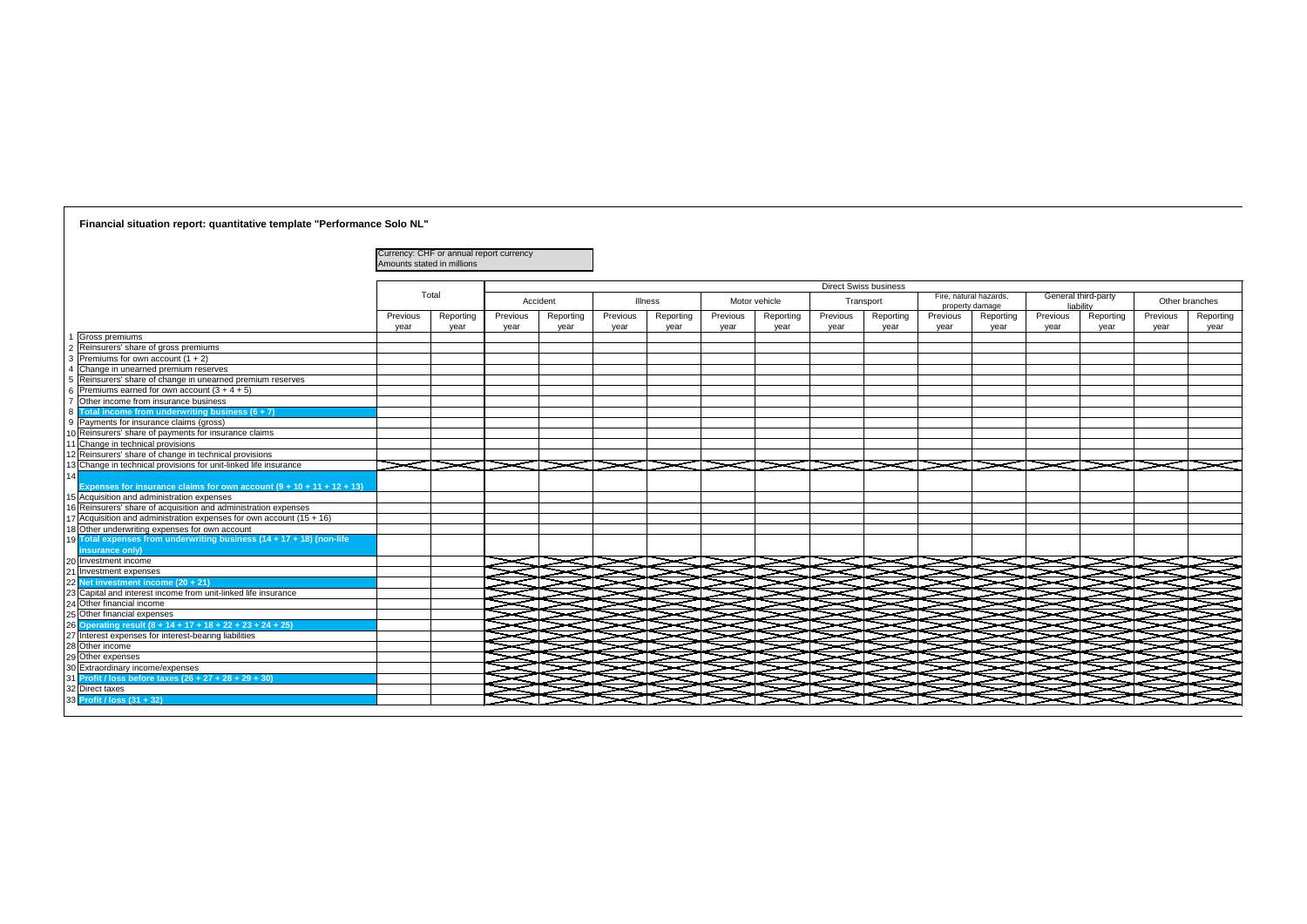**Financial situation report: quantitative template "Performance Solo NL"**

Currency: CHF or annual report currency
Amounts stated in millions

| | | Total | | Direct Swiss business | | | | | | | | | | | | | |
|---|---|---|---|---|---|---|---|---|---|---|---|---|---|---|---|---|---|
| | | | | Accident | | Illness | | Motor vehicle | | Transport | | Fire, natural hazards, property damage | | General third-party liability | | Other branches | |
| | | Previous year | Reporting year | Previous year | Reporting year | Previous year | Reporting year | Previous year | Reporting year | Previous year | Reporting year | Previous year | Reporting year | Previous year | Reporting year | Previous year | Reporting year |
| 1 | Gross premiums | | | | | | | | | | | | | | | | |
| 2 | Reinsurers' share of gross premiums | | | | | | | | | | | | | | | | |
| 3 | Premiums for own account (1 + 2) | | | | | | | | | | | | | | | | |
| 4 | Change in unearned premium reserves | | | | | | | | | | | | | | | | |
| 5 | Reinsurers' share of change in unearned premium reserves | | | | | | | | | | | | | | | | |
| 6 | Premiums earned for own account (3 + 4 + 5) | | | | | | | | | | | | | | | | |
| 7 | Other income from insurance business | | | | | | | | | | | | | | | | |
| 8 | **Total income from underwriting business (6 + 7)** | | | | | | | | | | | | | | | | |
| 9 | Payments for insurance claims (gross) | | | | | | | | | | | | | | | | |
| 10 | Reinsurers' share of payments for insurance claims | | | | | | | | | | | | | | | | |
| 11 | Change in technical provisions | | | | | | | | | | | | | | | | |
| 12 | Reinsurers' share of change in technical provisions | | | | | | | | | | | | | | | | |
| 13 | Change in technical provisions for unit-linked life insurance | | | | | | | | | | | | | | | | |
| 14 | **Expenses for insurance claims for own account (9 + 10 + 11 + 12 + 13)** | | | | | | | | | | | | | | | | |
| 15 | Acquisition and administration expenses | | | | | | | | | | | | | | | | |
| 16 | Reinsurers' share of acquisition and administration expenses | | | | | | | | | | | | | | | | |
| 17 | Acquisition and administration expenses for own account (15 + 16) | | | | | | | | | | | | | | | | |
| 18 | Other underwriting expenses for own account | | | | | | | | | | | | | | | | |
| 19 | **Total expenses from underwriting business (14 + 17 + 18) (non-life insurance only)** | | | | | | | | | | | | | | | | |
| 20 | Investment income | | | | | | | | | | | | | | | | |
| 21 | Investment expenses | | | | | | | | | | | | | | | | |
| 22 | **Net investment income (20 + 21)** | | | | | | | | | | | | | | | | |
| 23 | Capital and interest income from unit-linked life insurance | | | | | | | | | | | | | | | | |
| 24 | Other financial income | | | | | | | | | | | | | | | | |
| 25 | Other financial expenses | | | | | | | | | | | | | | | | |
| 26 | **Operating result (8 + 14 + 17 + 18 + 22 + 23 + 24 + 25)** | | | | | | | | | | | | | | | | |
| 27 | Interest expenses for interest-bearing liabilities | | | | | | | | | | | | | | | | |
| 28 | Other income | | | | | | | | | | | | | | | | |
| 29 | Other expenses | | | | | | | | | | | | | | | | |
| 30 | Extraordinary income/expenses | | | | | | | | | | | | | | | | |
| 31 | **Profit / loss before taxes (26 + 27 + 28 + 29 + 30)** | | | | | | | | | | | | | | | | |
| 32 | Direct taxes | | | | | | | | | | | | | | | | |
| 33 | **Profit / loss (31 + 32)** | | | | | | | | | | | | | | | | |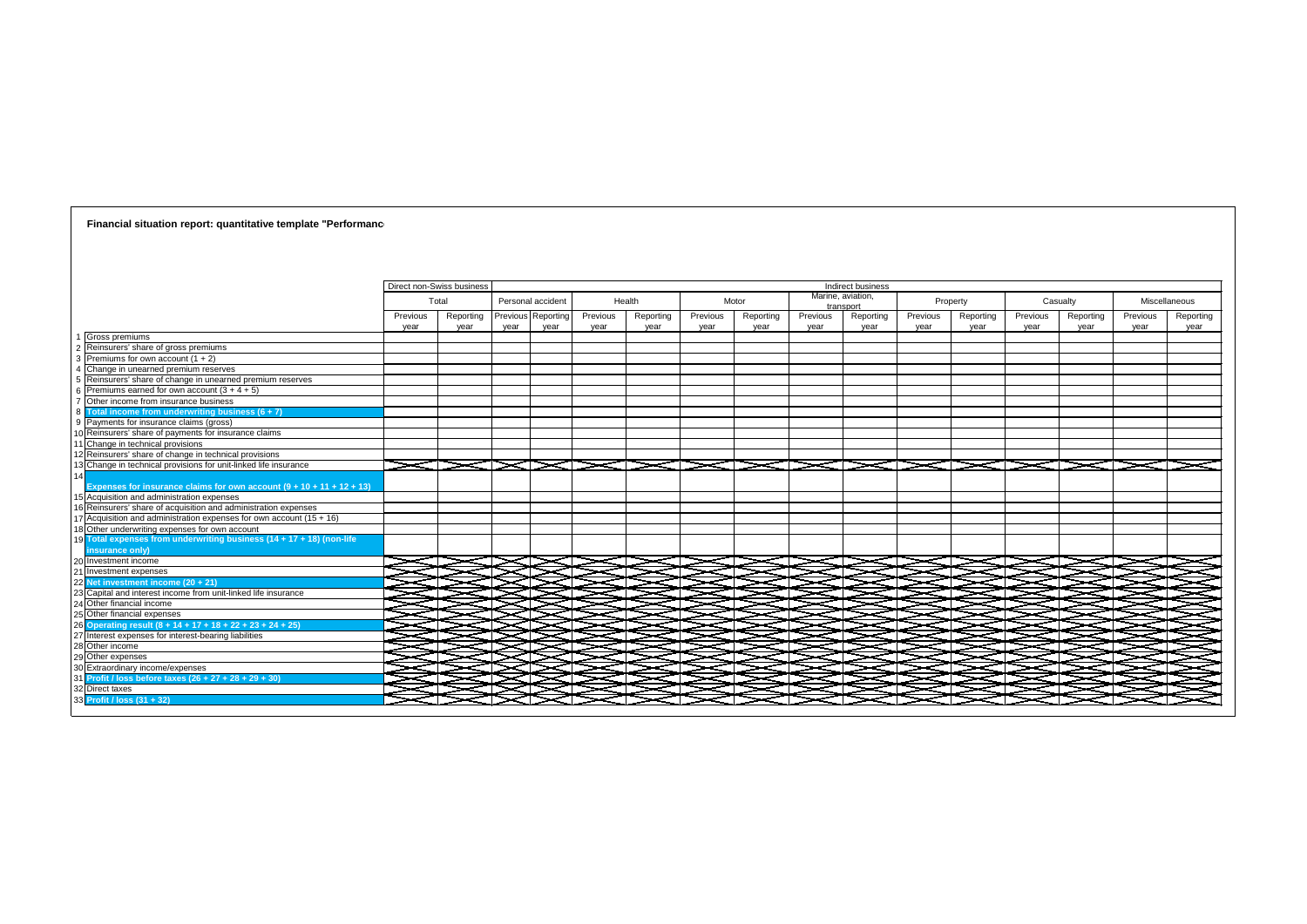**Financial situation report: quantitative template "Performanc**

| | | Direct non-Swiss business | | Indirect business | | | | | | | | | | | | | |
|---|---|---|---|---|---|---|---|---|---|---|---|---|---|---|---|---|---|
| | | Total | | Personal accident | | Health | | Motor | | Marine, aviation, transport | | Property | | Casualty | | Miscellaneous | |
| | | Previous year | Reporting year | Previous year | Reporting year | Previous year | Reporting year | Previous year | Reporting year | Previous year | Reporting year | Previous year | Reporting year | Previous year | Reporting year | Previous year | Reporting year |
| 1 | Gross premiums | | | | | | | | | | | | | | | | |
| 2 | Reinsurers' share of gross premiums | | | | | | | | | | | | | | | | |
| 3 | Premiums for own account (1 + 2) | | | | | | | | | | | | | | | | |
| 4 | Change in unearned premium reserves | | | | | | | | | | | | | | | | |
| 5 | Reinsurers' share of change in unearned premium reserves | | | | | | | | | | | | | | | | |
| 6 | Premiums earned for own account (3 + 4 + 5) | | | | | | | | | | | | | | | | |
| 7 | Other income from insurance business | | | | | | | | | | | | | | | | |
| 8 | **Total income from underwriting business (6 + 7)** | | | | | | | | | | | | | | | | |
| 9 | Payments for insurance claims (gross) | | | | | | | | | | | | | | | | |
| 10 | Reinsurers' share of payments for insurance claims | | | | | | | | | | | | | | | | |
| 11 | Change in technical provisions | | | | | | | | | | | | | | | | |
| 12 | Reinsurers' share of change in technical provisions | | | | | | | | | | | | | | | | |
| 13 | Change in technical provisions for unit-linked life insurance | | | | | | | | | | | | | | | | |
| 14 | **Expenses for insurance claims for own account (9 + 10 + 11 + 12 + 13)** | | | | | | | | | | | | | | | | |
| 15 | Acquisition and administration expenses | | | | | | | | | | | | | | | | |
| 16 | Reinsurers' share of acquisition and administration expenses | | | | | | | | | | | | | | | | |
| 17 | Acquisition and administration expenses for own account (15 + 16) | | | | | | | | | | | | | | | | |
| 18 | Other underwriting expenses for own account | | | | | | | | | | | | | | | | |
| 19 | **Total expenses from underwriting business (14 + 17 + 18) (non-life insurance only)** | | | | | | | | | | | | | | | | |
| 20 | Investment income | | | | | | | | | | | | | | | | |
| 21 | Investment expenses | | | | | | | | | | | | | | | | |
| 22 | **Net investment income (20 + 21)** | | | | | | | | | | | | | | | | |
| 23 | Capital and interest income from unit-linked life insurance | | | | | | | | | | | | | | | | |
| 24 | Other financial income | | | | | | | | | | | | | | | | |
| 25 | Other financial expenses | | | | | | | | | | | | | | | | |
| 26 | **Operating result (8 + 14 + 17 + 18 + 22 + 23 + 24 + 25)** | | | | | | | | | | | | | | | | |
| 27 | Interest expenses for interest-bearing liabilities | | | | | | | | | | | | | | | | |
| 28 | Other income | | | | | | | | | | | | | | | | |
| 29 | Other expenses | | | | | | | | | | | | | | | | |
| 30 | Extraordinary income/expenses | | | | | | | | | | | | | | | | |
| 31 | **Profit / loss before taxes (26 + 27 + 28 + 29 + 30)** | | | | | | | | | | | | | | | | |
| 32 | Direct taxes | | | | | | | | | | | | | | | | |
| 33 | **Profit / loss (31 + 32)** | | | | | | | | | | | | | | | | |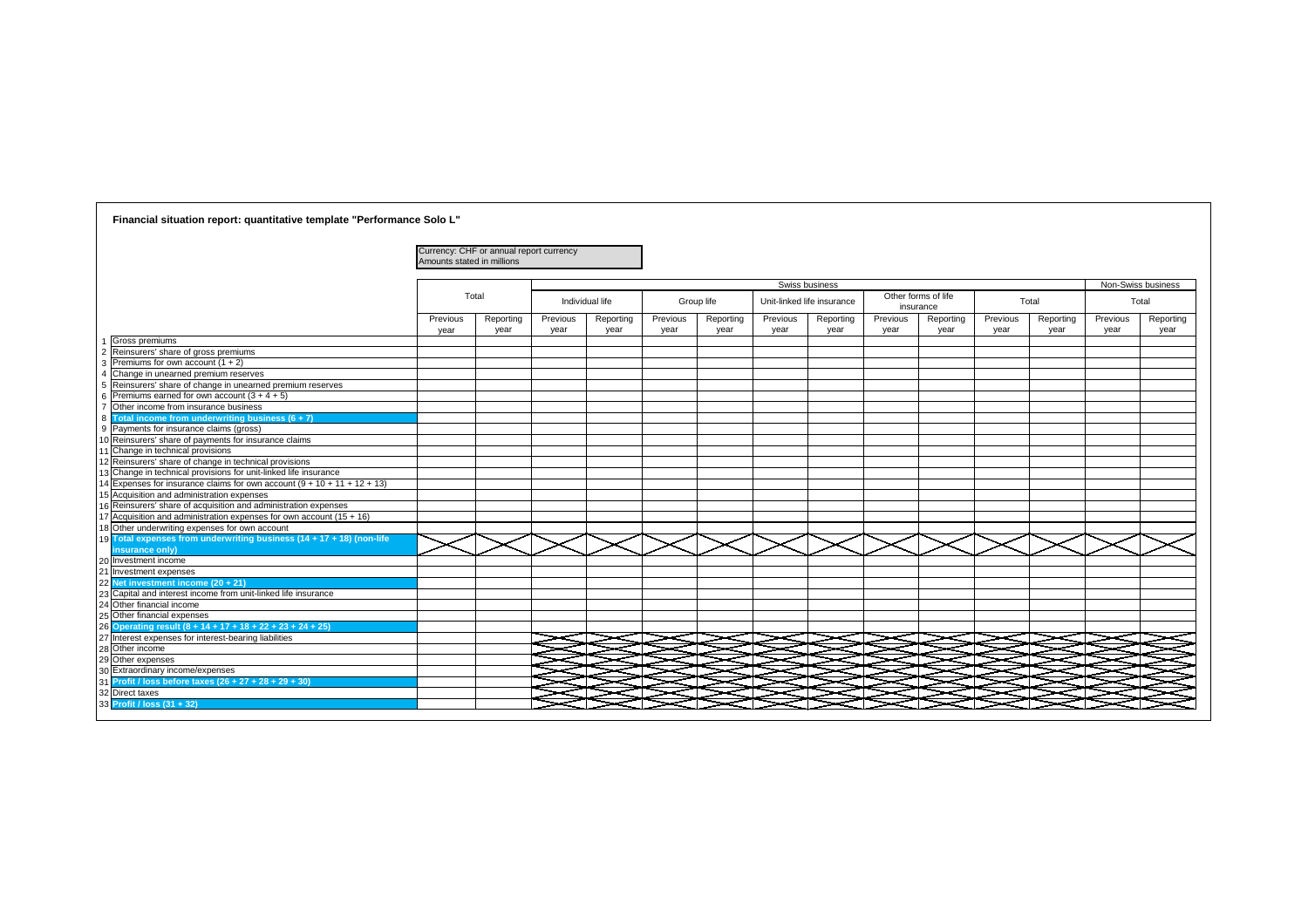**Financial situation report: quantitative template "Performance Solo L"**

Currency: CHF or annual report currency
Amounts stated in millions

| | | Total | | Swiss business | | | | | | | | | | Non-Swiss business | |
|---|---|---|---|---|---|---|---|---|---|---|---|---|---|---|---|
| | | | | Individual life | | Group life | | Unit-linked life insurance | | Other forms of life insurance | | Total | | Total | |
| | | Previous year | Reporting year | Previous year | Reporting year | Previous year | Reporting year | Previous year | Reporting year | Previous year | Reporting year | Previous year | Reporting year | Previous year | Reporting year |
| 1 | Gross premiums | | | | | | | | | | | | | | |
| 2 | Reinsurers' share of gross premiums | | | | | | | | | | | | | | |
| 3 | Premiums for own account (1 + 2) | | | | | | | | | | | | | | |
| 4 | Change in unearned premium reserves | | | | | | | | | | | | | | |
| 5 | Reinsurers' share of change in unearned premium reserves | | | | | | | | | | | | | | |
| 6 | Premiums earned for own account (3 + 4 + 5) | | | | | | | | | | | | | | |
| 7 | Other income from insurance business | | | | | | | | | | | | | | |
| 8 | **Total income from underwriting business (6 + 7)** | | | | | | | | | | | | | | |
| 9 | Payments for insurance claims (gross) | | | | | | | | | | | | | | |
| 10 | Reinsurers' share of payments for insurance claims | | | | | | | | | | | | | | |
| 11 | Change in technical provisions | | | | | | | | | | | | | | |
| 12 | Reinsurers' share of change in technical provisions | | | | | | | | | | | | | | |
| 13 | Change in technical provisions for unit-linked life insurance | | | | | | | | | | | | | | |
| 14 | Expenses for insurance claims for own account (9 + 10 + 11 + 12 + 13) | | | | | | | | | | | | | | |
| 15 | Acquisition and administration expenses | | | | | | | | | | | | | | |
| 16 | Reinsurers' share of acquisition and administration expenses | | | | | | | | | | | | | | |
| 17 | Acquisition and administration expenses for own account (15 + 16) | | | | | | | | | | | | | | |
| 18 | Other underwriting expenses for own account | | | | | | | | | | | | | | |
| 19 | **Total expenses from underwriting business (14 + 17 + 18) (non-life insurance only)** | X | X | X | X | X | X | X | X | X | X | X | X | X | X |
| 20 | Investment income | | | | | | | | | | | | | | |
| 21 | Investment expenses | | | | | | | | | | | | | | |
| 22 | **Net investment income (20 + 21)** | | | | | | | | | | | | | | |
| 23 | Capital and interest income from unit-linked life insurance | | | | | | | | | | | | | | |
| 24 | Other financial income | | | | | | | | | | | | | | |
| 25 | Other financial expenses | | | | | | | | | | | | | | |
| 26 | **Operating result (8 + 14 + 17 + 18 + 22 + 23 + 24 + 25)** | | | | | | | | | | | | | | |
| 27 | Interest expenses for interest-bearing liabilities | | | X | X | X | X | X | X | X | X | X | X | X | X |
| 28 | Other income | | | X | X | X | X | X | X | X | X | X | X | X | X |
| 29 | Other expenses | | | X | X | X | X | X | X | X | X | X | X | X | X |
| 30 | Extraordinary income/expenses | | | X | X | X | X | X | X | X | X | X | X | X | X |
| 31 | **Profit / loss before taxes (26 + 27 + 28 + 29 + 30)** | | | X | X | X | X | X | X | X | X | X | X | X | X |
| 32 | Direct taxes | | | X | X | X | X | X | X | X | X | X | X | X | X |
| 33 | **Profit / loss (31 + 32)** | | | X | X | X | X | X | X | X | X | X | X | X | X |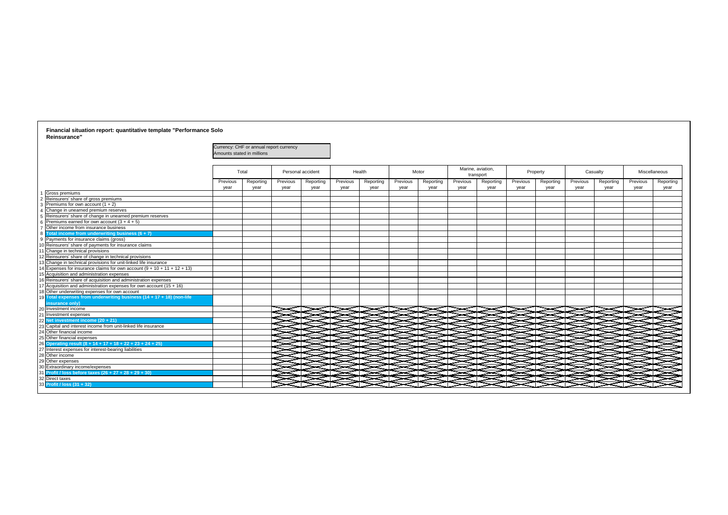**Financial situation report: quantitative template "Performance Solo Reinsurance"**

Currency: CHF or annual report currency
Amounts stated in millions

| | | Total | | Personal accident | | Health | | Motor | | Marine, aviation, transport | | Property | | Casualty | | Miscellaneous | |
|---|---|---|---|---|---|---|---|---|---|---|---|---|---|---|---|---|---|
| | | Previous year | Reporting year | Previous year | Reporting year | Previous year | Reporting year | Previous year | Reporting year | Previous year | Reporting year | Previous year | Reporting year | Previous year | Reporting year | Previous year | Reporting year |
| 1 | Gross premiums | | | | | | | | | | | | | | | | |
| 2 | Reinsurers' share of gross premiums | | | | | | | | | | | | | | | | |
| 3 | Premiums for own account (1 + 2) | | | | | | | | | | | | | | | | |
| 4 | Change in unearned premium reserves | | | | | | | | | | | | | | | | |
| 5 | Reinsurers' share of change in unearned premium reserves | | | | | | | | | | | | | | | | |
| 6 | Premiums earned for own account (3 + 4 + 5) | | | | | | | | | | | | | | | | |
| 7 | Other income from insurance business | | | | | | | | | | | | | | | | |
| 8 | **Total income from underwriting business (6 + 7)** | | | | | | | | | | | | | | | | |
| 9 | Payments for insurance claims (gross) | | | | | | | | | | | | | | | | |
| 10 | Reinsurers' share of payments for insurance claims | | | | | | | | | | | | | | | | |
| 11 | Change in technical provisions | | | | | | | | | | | | | | | | |
| 12 | Reinsurers' share of change in technical provisions | | | | | | | | | | | | | | | | |
| 13 | Change in technical provisions for unit-linked life insurance | | | | | | | | | | | | | | | | |
| 14 | Expenses for insurance claims for own account (9 + 10 + 11 + 12 + 13) | | | | | | | | | | | | | | | | |
| 15 | Acquisition and administration expenses | | | | | | | | | | | | | | | | |
| 16 | Reinsurers' share of acquisition and administration expenses | | | | | | | | | | | | | | | | |
| 17 | Acquisition and administration expenses for own account (15 + 16) | | | | | | | | | | | | | | | | |
| 18 | Other underwriting expenses for own account | | | | | | | | | | | | | | | | |
| 19 | **Total expenses from underwriting business (14 + 17 + 18) (non-life insurance only)** | | | | | | | | | | | | | | | | |
| 20 | Investment income | | | | | | | | | | | | | | | | |
| 21 | Investment expenses | | | | | | | | | | | | | | | | |
| 22 | **Net investment income (20 + 21)** | | | | | | | | | | | | | | | | |
| 23 | Capital and interest income from unit-linked life insurance | | | | | | | | | | | | | | | | |
| 24 | Other financial income | | | | | | | | | | | | | | | | |
| 25 | Other financial expenses | | | | | | | | | | | | | | | | |
| 26 | **Operating result (8 + 14 + 17 + 18 + 22 + 23 + 24 + 25)** | | | | | | | | | | | | | | | | |
| 27 | Interest expenses for interest-bearing liabilities | | | | | | | | | | | | | | | | |
| 28 | Other income | | | | | | | | | | | | | | | | |
| 29 | Other expenses | | | | | | | | | | | | | | | | |
| 30 | Extraordinary income/expenses | | | | | | | | | | | | | | | | |
| 31 | **Profit / loss before taxes (26 + 27 + 28 + 29 + 30)** | | | | | | | | | | | | | | | | |
| 32 | Direct taxes | | | | | | | | | | | | | | | | |
| 33 | **Profit / loss (31 + 32)** | | | | | | | | | | | | | | | | |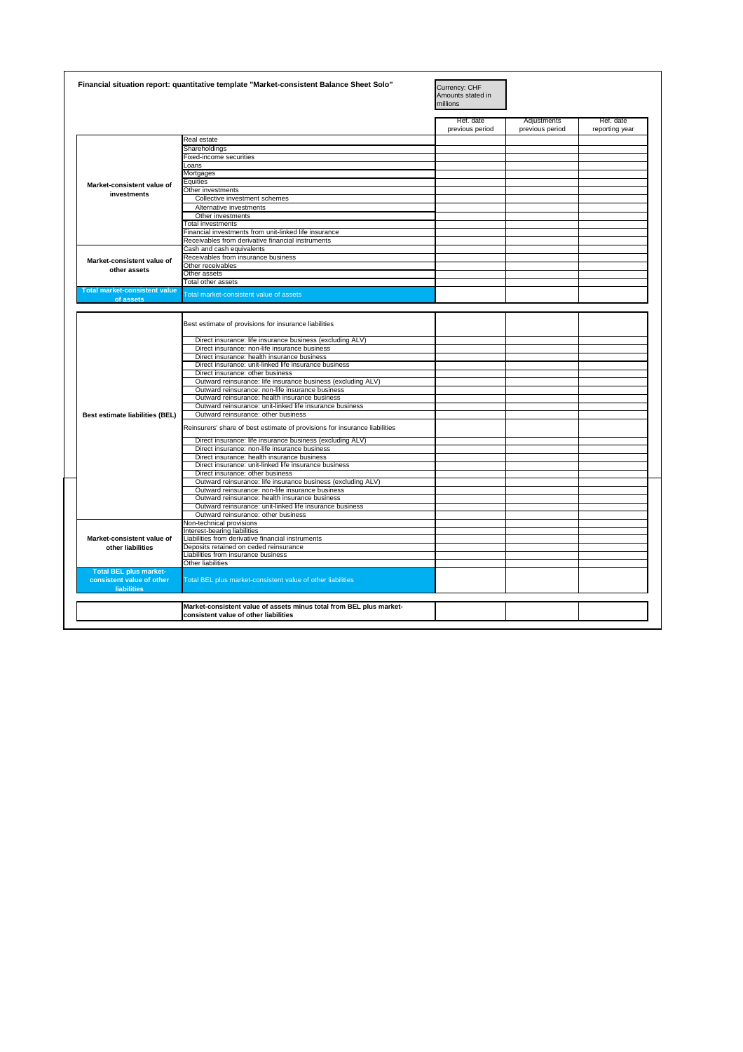**Financial situation report: quantitative template "Market-consistent Balance Sheet Solo"**

Currency: CHF
Amounts stated in millions

| | | Ref. date previous period | Adjustments previous period | Ref. date reporting year |
|---|---|---|---|---|
| **Market-consistent value of investments** | Real estate | | | |
| | Shareholdings | | | |
| | Fixed-income securities | | | |
| | Loans | | | |
| | Mortgages | | | |
| | Equities | | | |
| | Other investments | | | |
| | Collective investment schemes | | | |
| | Alternative investments | | | |
| | Other investments | | | |
| | Total investments | | | |
| | Financial investments from unit-linked life insurance | | | |
| | Receivables from derivative financial instruments | | | |
| **Market-consistent value of other assets** | Cash and cash equivalents | | | |
| | Receivables from insurance business | | | |
| | Other receivables | | | |
| | Other assets | | | |
| | Total other assets | | | |
| **Total market-consistent value of assets** | Total market-consistent value of assets | | | |
| **Best estimate liabilities (BEL)** | Best estimate of provisions for insurance liabilities | | | |
| | Direct insurance: life insurance business (excluding ALV) | | | |
| | Direct insurance: non-life insurance business | | | |
| | Direct insurance: health insurance business | | | |
| | Direct insurance: unit-linked life insurance business | | | |
| | Direct insurance: other business | | | |
| | Outward reinsurance: life insurance business (excluding ALV) | | | |
| | Outward reinsurance: non-life insurance business | | | |
| | Outward reinsurance: health insurance business | | | |
| | Outward reinsurance: unit-linked life insurance business | | | |
| | Outward reinsurance: other business | | | |
| | Reinsurers' share of best estimate of provisions for insurance liabilities | | | |
| | Direct insurance: life insurance business (excluding ALV) | | | |
| | Direct insurance: non-life insurance business | | | |
| | Direct insurance: health insurance business | | | |
| | Direct insurance: unit-linked life insurance business | | | |
| | Direct insurance: other business | | | |
| | Outward reinsurance: life insurance business (excluding ALV) | | | |
| | Outward reinsurance: non-life insurance business | | | |
| | Outward reinsurance: health insurance business | | | |
| | Outward reinsurance: unit-linked life insurance business | | | |
| | Outward reinsurance: other business | | | |
| **Market-consistent value of other liabilities** | Non-technical provisions | | | |
| | Interest-bearing liabilities | | | |
| | Liabilities from derivative financial instruments | | | |
| | Deposits retained on ceded reinsurance | | | |
| | Liabilities from insurance business | | | |
| | Other liabilities | | | |
| **Total BEL plus market-consistent value of other liabilities** | Total BEL plus market-consistent value of other liabilities | | | |
| | **Market-consistent value of assets minus total from BEL plus market-consistent value of other liabilities** | | | |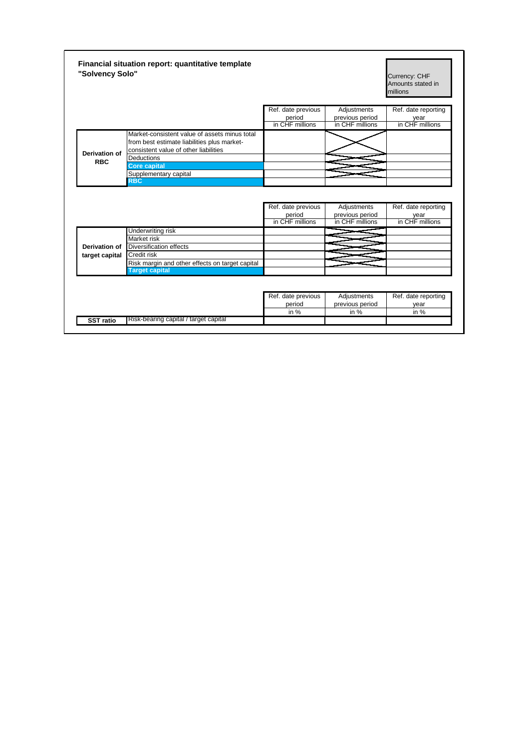**Financial situation report: quantitative template "Solvency Solo"**

Currency: CHF
Amounts stated in millions

| | | Ref. date previous period<br>in CHF millions | Adjustments previous period<br>in CHF millions | Ref. date reporting year<br>in CHF millions |
|---|---|---|---|---|
| Derivation of RBC | Market-consistent value of assets minus total from best estimate liabilities plus market-consistent value of other liabilities | | | |
| | Deductions | | | |
| | **Core capital** | | | |
| | Supplementary capital | | | |
| | **RBC** | | | |

| | | Ref. date previous period<br>in CHF millions | Adjustments previous period<br>in CHF millions | Ref. date reporting year<br>in CHF millions |
|---|---|---|---|---|
| Derivation of target capital | Underwriting risk | | | |
| | Market risk | | | |
| | Diversification effects | | | |
| | Credit risk | | | |
| | Risk margin and other effects on target capital | | | |
| | **Target capital** | | | |

| | | Ref. date previous period<br>in % | Adjustments previous period<br>in % | Ref. date reporting year<br>in % |
|---|---|---|---|---|
| SST ratio | Risk-bearing capital / target capital | | | |